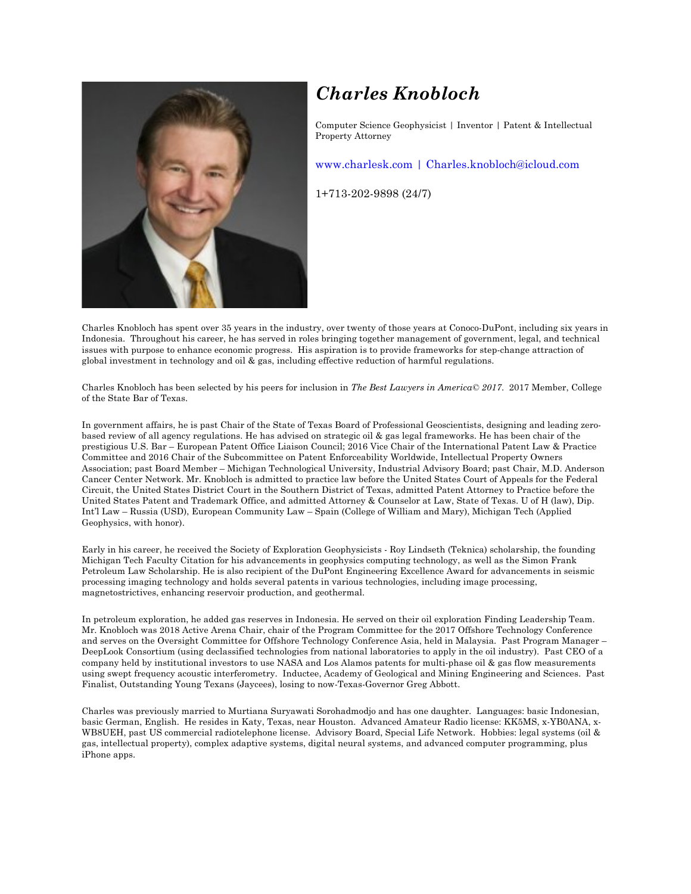# *Charles Knobloch*

Computer Science Geophysicist | Inventor | Patent & Intellectual Property Attorney

www.charlesk.com | Charles.knobloch@icloud.com

1+713-202-9898 (24/7)

Charles Knobloch has spent over 35 years in the industry, over twenty of those years at Conoco-DuPont, including six years in Indonesia. Throughout his career, he has served in roles bringing together management of government, legal, and technical issues with purpose to enhance economic progress. His aspiration is to provide frameworks for step-change attraction of global investment in technology and oil & gas, including effective reduction of harmful regulations.

Charles Knobloch has been selected by his peers for inclusion in *The Best Lawyers in America© 2017*. 2017 Member, College of the State Bar of Texas.

In government affairs, he is past Chair of the State of Texas Board of Professional Geoscientists, designing and leading zero-based review of all agency regulations. He has advised on strategic oil & gas legal frameworks. He has been chair of the prestigious U.S. Bar – European Patent Office Liaison Council; 2016 Vice Chair of the International Patent Law & Practice Committee and 2016 Chair of the Subcommittee on Patent Enforceability Worldwide, Intellectual Property Owners Association; past Board Member – Michigan Technological University, Industrial Advisory Board; past Chair, M.D. Anderson Cancer Center Network. Mr. Knobloch is admitted to practice law before the United States Court of Appeals for the Federal Circuit, the United States District Court in the Southern District of Texas, admitted Patent Attorney to Practice before the United States Patent and Trademark Office, and admitted Attorney & Counselor at Law, State of Texas. U of H (law), Dip. Int'l Law – Russia (USD), European Community Law – Spain (College of William and Mary), Michigan Tech (Applied Geophysics, with honor).

Early in his career, he received the Society of Exploration Geophysicists - Roy Lindseth (Teknica) scholarship, the founding Michigan Tech Faculty Citation for his advancements in geophysics computing technology, as well as the Simon Frank Petroleum Law Scholarship. He is also recipient of the DuPont Engineering Excellence Award for advancements in seismic processing imaging technology and holds several patents in various technologies, including image processing, magnetostrictives, enhancing reservoir production, and geothermal.

In petroleum exploration, he added gas reserves in Indonesia. He served on their oil exploration Finding Leadership Team. Mr. Knobloch was 2018 Active Arena Chair, chair of the Program Committee for the 2017 Offshore Technology Conference and serves on the Oversight Committee for Offshore Technology Conference Asia, held in Malaysia. Past Program Manager – DeepLook Consortium (using declassified technologies from national laboratories to apply in the oil industry). Past CEO of a company held by institutional investors to use NASA and Los Alamos patents for multi-phase oil & gas flow measurements using swept frequency acoustic interferometry. Inductee, Academy of Geological and Mining Engineering and Sciences. Past Finalist, Outstanding Young Texans (Jaycees), losing to now-Texas-Governor Greg Abbott.

Charles was previously married to Murtiana Suryawati Sorohadmodjo and has one daughter. Languages: basic Indonesian, basic German, English. He resides in Katy, Texas, near Houston. Advanced Amateur Radio license: KK5MS, x-YB0ANA, x-WB8UEH, past US commercial radiotelephone license. Advisory Board, Special Life Network. Hobbies: legal systems (oil & gas, intellectual property), complex adaptive systems, digital neural systems, and advanced computer programming, plus iPhone apps.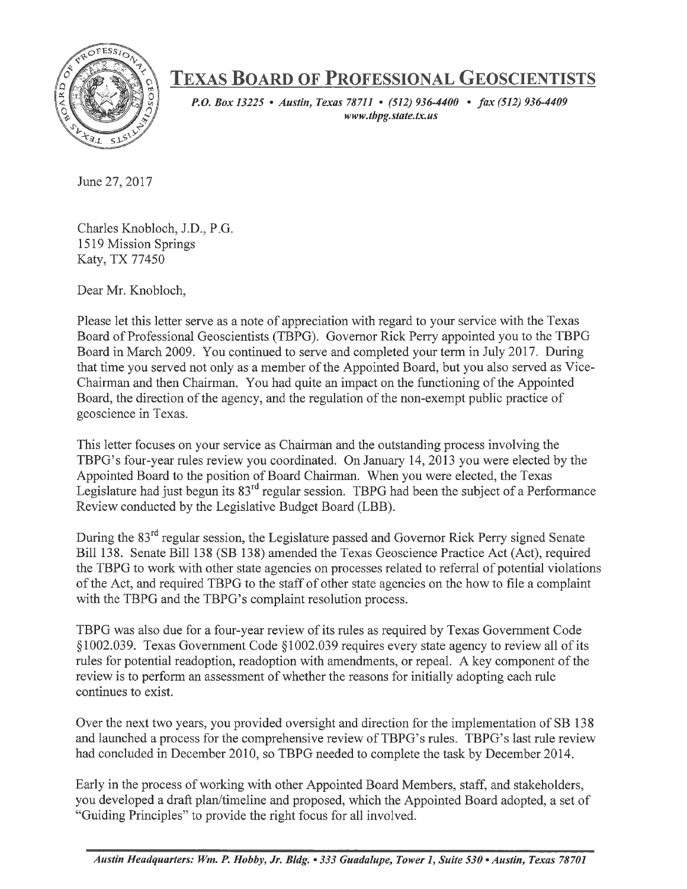# TEXAS BOARD OF PROFESSIONAL GEOSCIENTISTS

*P.O. Box 13225 • Austin, Texas 78711 • (512) 936-4400 • fax (512) 936-4409*
*www.tbpg.state.tx.us*

June 27, 2017

Charles Knobloch, J.D., P.G.
1519 Mission Springs
Katy, TX 77450

Dear Mr. Knobloch,

Please let this letter serve as a note of appreciation with regard to your service with the Texas Board of Professional Geoscientists (TBPG). Governor Rick Perry appointed you to the TBPG Board in March 2009. You continued to serve and completed your term in July 2017. During that time you served not only as a member of the Appointed Board, but you also served as Vice-Chairman and then Chairman. You had quite an impact on the functioning of the Appointed Board, the direction of the agency, and the regulation of the non-exempt public practice of geoscience in Texas.

This letter focuses on your service as Chairman and the outstanding process involving the TBPG's four-year rules review you coordinated. On January 14, 2013 you were elected by the Appointed Board to the position of Board Chairman. When you were elected, the Texas Legislature had just begun its 83rd regular session. TBPG had been the subject of a Performance Review conducted by the Legislative Budget Board (LBB).

During the 83rd regular session, the Legislature passed and Governor Rick Perry signed Senate Bill 138. Senate Bill 138 (SB 138) amended the Texas Geoscience Practice Act (Act), required the TBPG to work with other state agencies on processes related to referral of potential violations of the Act, and required TBPG to the staff of other state agencies on the how to file a complaint with the TBPG and the TBPG's complaint resolution process.

TBPG was also due for a four-year review of its rules as required by Texas Government Code §1002.039. Texas Government Code §1002.039 requires every state agency to review all of its rules for potential readoption, readoption with amendments, or repeal. A key component of the review is to perform an assessment of whether the reasons for initially adopting each rule continues to exist.

Over the next two years, you provided oversight and direction for the implementation of SB 138 and launched a process for the comprehensive review of TBPG's rules. TBPG's last rule review had concluded in December 2010, so TBPG needed to complete the task by December 2014.

Early in the process of working with other Appointed Board Members, staff, and stakeholders, you developed a draft plan/timeline and proposed, which the Appointed Board adopted, a set of "Guiding Principles" to provide the right focus for all involved.

*Austin Headquarters: Wm. P. Hobby, Jr. Bldg. • 333 Guadalupe, Tower 1, Suite 530 • Austin, Texas 78701*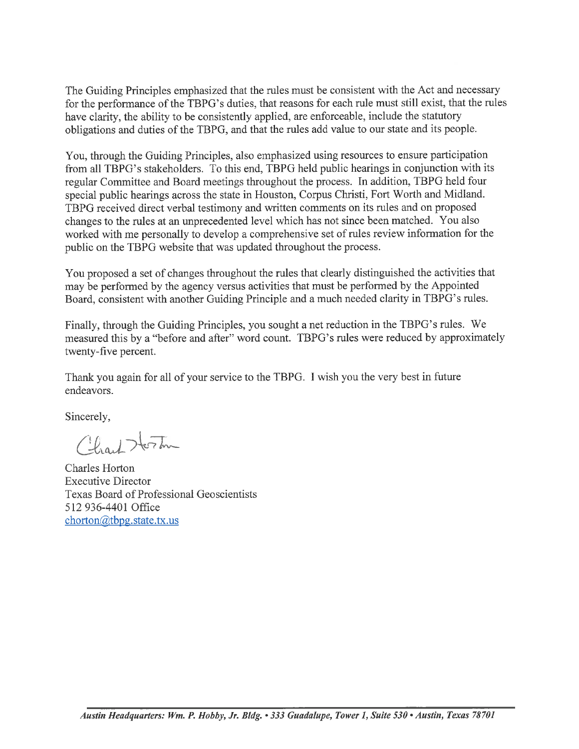The Guiding Principles emphasized that the rules must be consistent with the Act and necessary for the performance of the TBPG's duties, that reasons for each rule must still exist, that the rules have clarity, the ability to be consistently applied, are enforceable, include the statutory obligations and duties of the TBPG, and that the rules add value to our state and its people.

You, through the Guiding Principles, also emphasized using resources to ensure participation from all TBPG's stakeholders. To this end, TBPG held public hearings in conjunction with its regular Committee and Board meetings throughout the process. In addition, TBPG held four special public hearings across the state in Houston, Corpus Christi, Fort Worth and Midland. TBPG received direct verbal testimony and written comments on its rules and on proposed changes to the rules at an unprecedented level which has not since been matched. You also worked with me personally to develop a comprehensive set of rules review information for the public on the TBPG website that was updated throughout the process.

You proposed a set of changes throughout the rules that clearly distinguished the activities that may be performed by the agency versus activities that must be performed by the Appointed Board, consistent with another Guiding Principle and a much needed clarity in TBPG's rules.

Finally, through the Guiding Principles, you sought a net reduction in the TBPG's rules. We measured this by a "before and after" word count. TBPG's rules were reduced by approximately twenty-five percent.

Thank you again for all of your service to the TBPG. I wish you the very best in future endeavors.

Sincerely,

Charles Horton  
Executive Director  
Texas Board of Professional Geoscientists  
512 936-4401 Office  
chorton@tbpg.state.tx.us

*Austin Headquarters: Wm. P. Hobby, Jr. Bldg. • 333 Guadalupe, Tower 1, Suite 530 • Austin, Texas 78701*